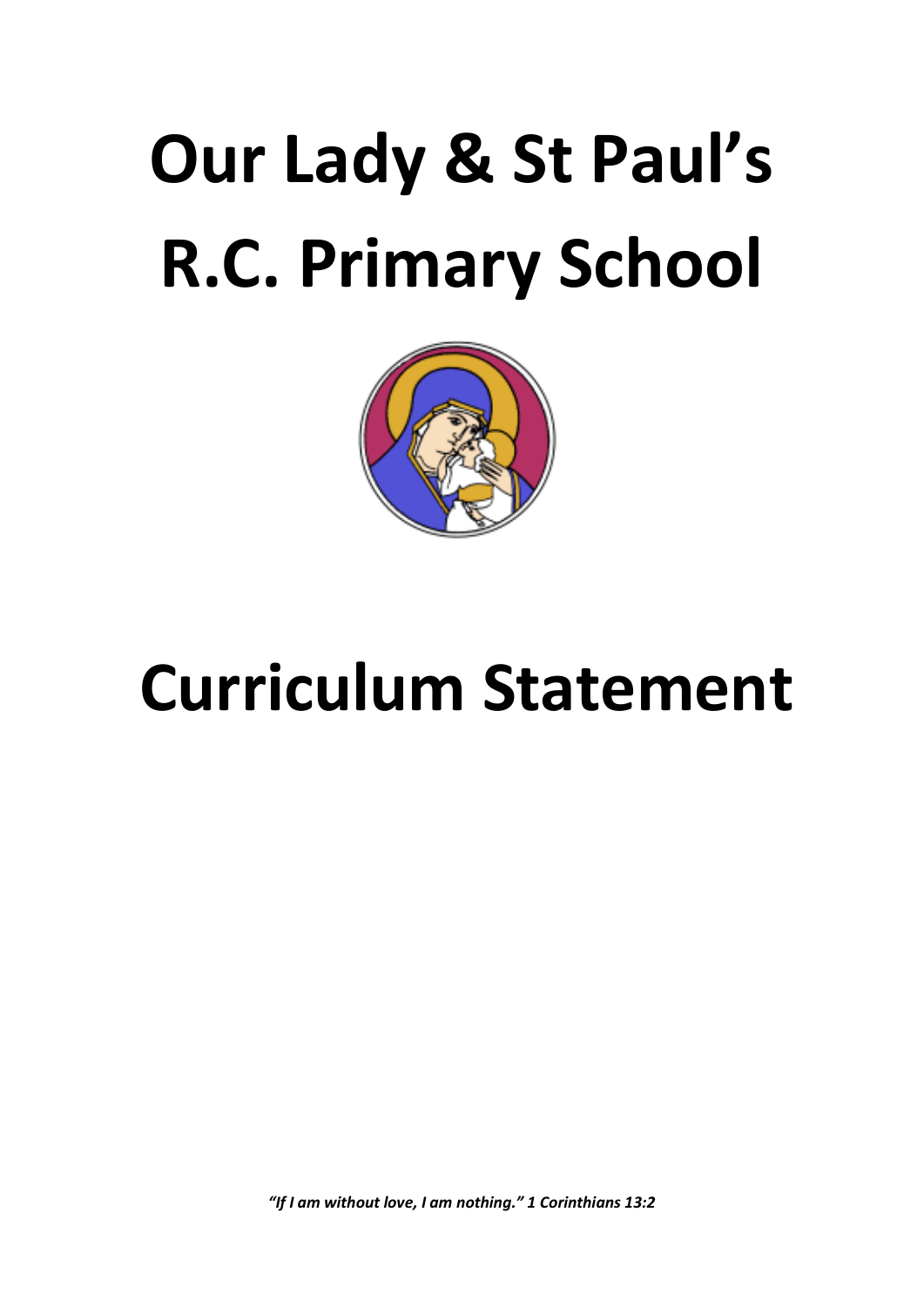# Our Lady & St Paul's R.C. Primary School

# Curriculum Statement

*"If I am without love, I am nothing." 1 Corinthians 13:2*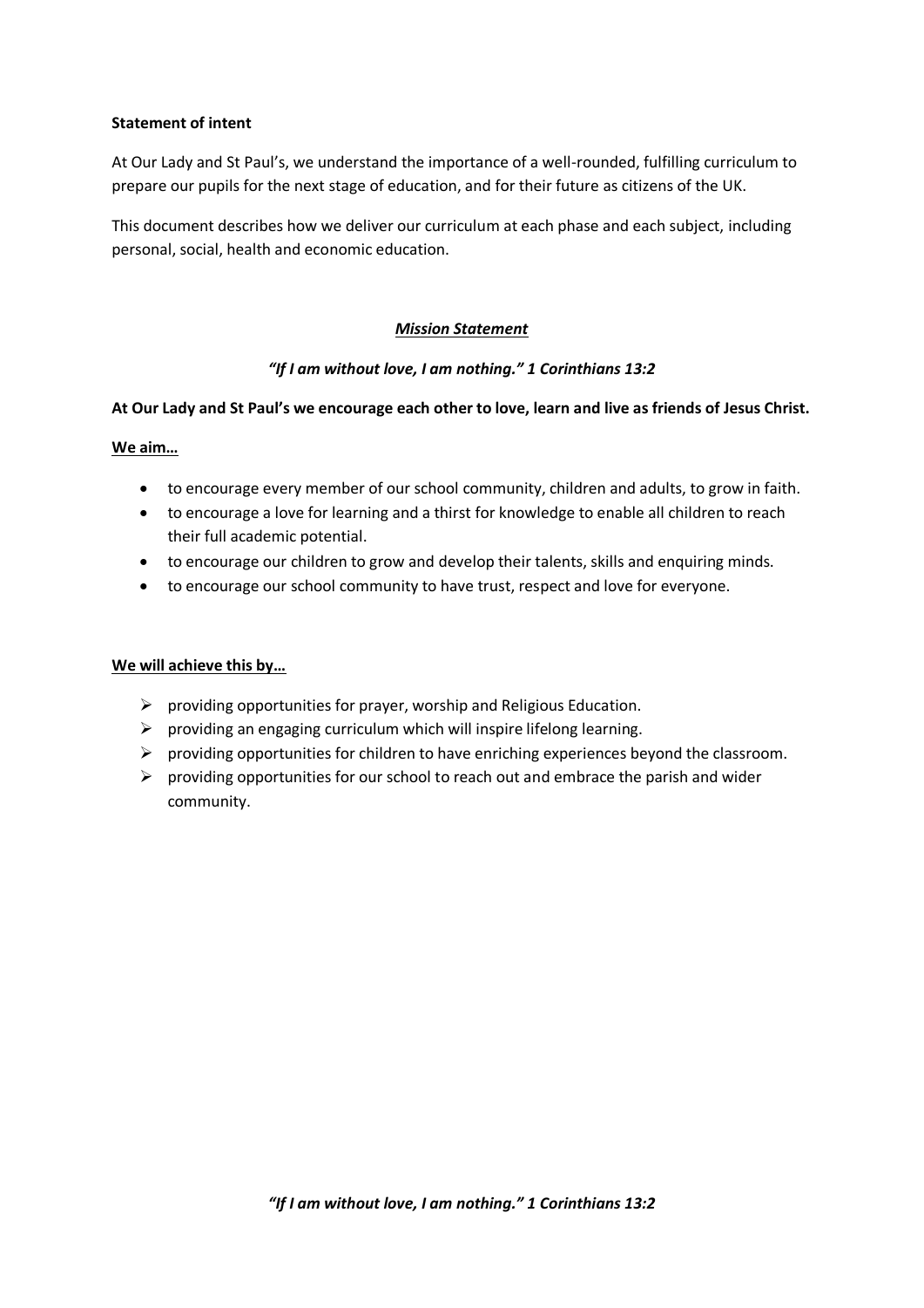**Statement of intent**

At Our Lady and St Paul's, we understand the importance of a well-rounded, fulfilling curriculum to prepare our pupils for the next stage of education, and for their future as citizens of the UK.

This document describes how we deliver our curriculum at each phase and each subject, including personal, social, health and economic education.

***<u>Mission Statement</u>***

***"If I am without love, I am nothing." 1 Corinthians 13:2***

**At Our Lady and St Paul's we encourage each other to love, learn and live as friends of Jesus Christ.**

**<u>We aim…</u>**

- to encourage every member of our school community, children and adults, to grow in faith.
- to encourage a love for learning and a thirst for knowledge to enable all children to reach their full academic potential.
- to encourage our children to grow and develop their talents, skills and enquiring minds.
- to encourage our school community to have trust, respect and love for everyone.

**<u>We will achieve this by…</u>**

- providing opportunities for prayer, worship and Religious Education.
- providing an engaging curriculum which will inspire lifelong learning.
- providing opportunities for children to have enriching experiences beyond the classroom.
- providing opportunities for our school to reach out and embrace the parish and wider community.

***"If I am without love, I am nothing." 1 Corinthians 13:2***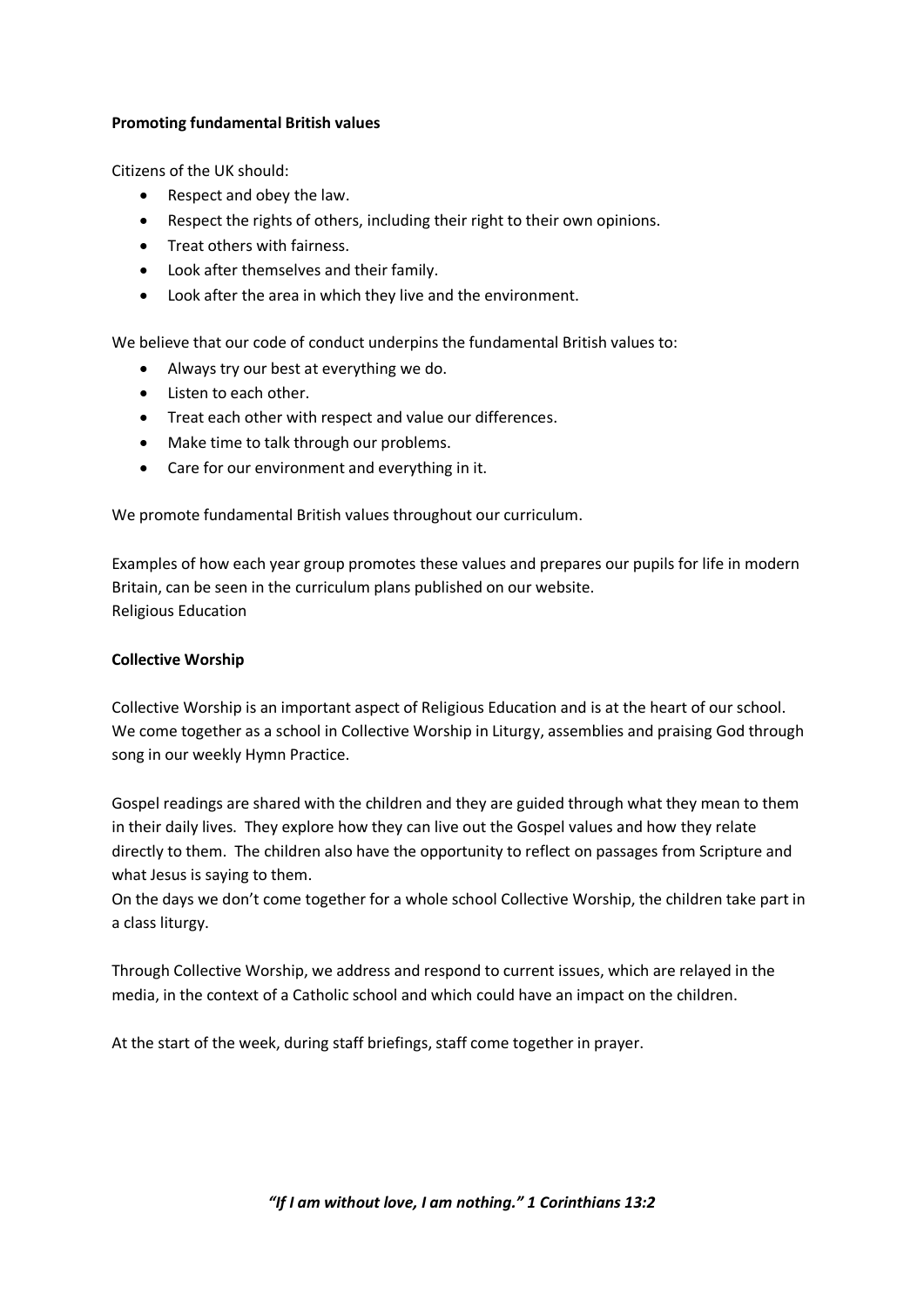**Promoting fundamental British values**

Citizens of the UK should:

- Respect and obey the law.
- Respect the rights of others, including their right to their own opinions.
- Treat others with fairness.
- Look after themselves and their family.
- Look after the area in which they live and the environment.

We believe that our code of conduct underpins the fundamental British values to:

- Always try our best at everything we do.
- Listen to each other.
- Treat each other with respect and value our differences.
- Make time to talk through our problems.
- Care for our environment and everything in it.

We promote fundamental British values throughout our curriculum.

Examples of how each year group promotes these values and prepares our pupils for life in modern Britain, can be seen in the curriculum plans published on our website.
Religious Education

**Collective Worship**

Collective Worship is an important aspect of Religious Education and is at the heart of our school. We come together as a school in Collective Worship in Liturgy, assemblies and praising God through song in our weekly Hymn Practice.

Gospel readings are shared with the children and they are guided through what they mean to them in their daily lives. They explore how they can live out the Gospel values and how they relate directly to them. The children also have the opportunity to reflect on passages from Scripture and what Jesus is saying to them.
On the days we don't come together for a whole school Collective Worship, the children take part in a class liturgy.

Through Collective Worship, we address and respond to current issues, which are relayed in the media, in the context of a Catholic school and which could have an impact on the children.

At the start of the week, during staff briefings, staff come together in prayer.

***"If I am without love, I am nothing." 1 Corinthians 13:2***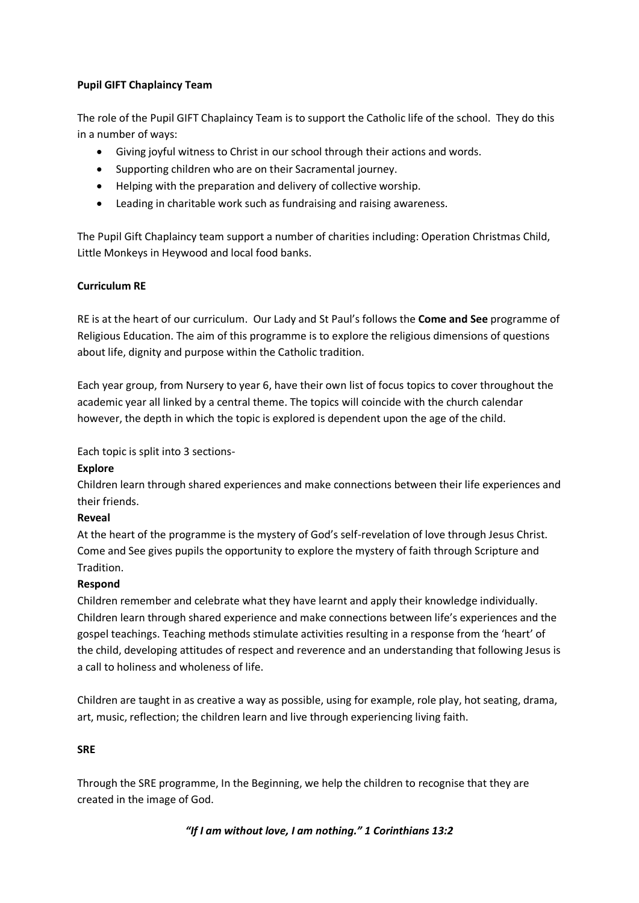**Pupil GIFT Chaplaincy Team**

The role of the Pupil GIFT Chaplaincy Team is to support the Catholic life of the school. They do this in a number of ways:

- Giving joyful witness to Christ in our school through their actions and words.
- Supporting children who are on their Sacramental journey.
- Helping with the preparation and delivery of collective worship.
- Leading in charitable work such as fundraising and raising awareness.

The Pupil Gift Chaplaincy team support a number of charities including: Operation Christmas Child, Little Monkeys in Heywood and local food banks.

**Curriculum RE**

RE is at the heart of our curriculum. Our Lady and St Paul's follows the **Come and See** programme of Religious Education. The aim of this programme is to explore the religious dimensions of questions about life, dignity and purpose within the Catholic tradition.

Each year group, from Nursery to year 6, have their own list of focus topics to cover throughout the academic year all linked by a central theme. The topics will coincide with the church calendar however, the depth in which the topic is explored is dependent upon the age of the child.

Each topic is split into 3 sections-

**Explore**

Children learn through shared experiences and make connections between their life experiences and their friends.

**Reveal**

At the heart of the programme is the mystery of God's self-revelation of love through Jesus Christ. Come and See gives pupils the opportunity to explore the mystery of faith through Scripture and Tradition.

**Respond**

Children remember and celebrate what they have learnt and apply their knowledge individually. Children learn through shared experience and make connections between life's experiences and the gospel teachings. Teaching methods stimulate activities resulting in a response from the 'heart' of the child, developing attitudes of respect and reverence and an understanding that following Jesus is a call to holiness and wholeness of life.

Children are taught in as creative a way as possible, using for example, role play, hot seating, drama, art, music, reflection; the children learn and live through experiencing living faith.

**SRE**

Through the SRE programme, In the Beginning, we help the children to recognise that they are created in the image of God.

***"If I am without love, I am nothing." 1 Corinthians 13:2***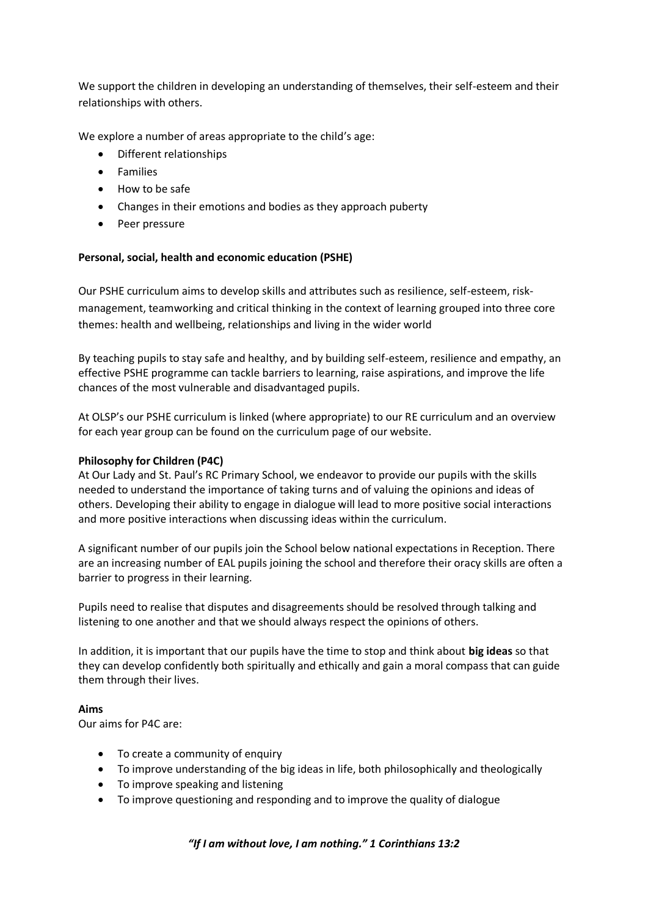We support the children in developing an understanding of themselves, their self-esteem and their relationships with others.

We explore a number of areas appropriate to the child's age:

- Different relationships
- Families
- How to be safe
- Changes in their emotions and bodies as they approach puberty
- Peer pressure

**Personal, social, health and economic education (PSHE)**

Our PSHE curriculum aims to develop skills and attributes such as resilience, self-esteem, risk-management, teamworking and critical thinking in the context of learning grouped into three core themes: health and wellbeing, relationships and living in the wider world

By teaching pupils to stay safe and healthy, and by building self-esteem, resilience and empathy, an effective PSHE programme can tackle barriers to learning, raise aspirations, and improve the life chances of the most vulnerable and disadvantaged pupils.

At OLSP's our PSHE curriculum is linked (where appropriate) to our RE curriculum and an overview for each year group can be found on the curriculum page of our website.

**Philosophy for Children (P4C)**

At Our Lady and St. Paul's RC Primary School, we endeavor to provide our pupils with the skills needed to understand the importance of taking turns and of valuing the opinions and ideas of others. Developing their ability to engage in dialogue will lead to more positive social interactions and more positive interactions when discussing ideas within the curriculum.

A significant number of our pupils join the School below national expectations in Reception. There are an increasing number of EAL pupils joining the school and therefore their oracy skills are often a barrier to progress in their learning.

Pupils need to realise that disputes and disagreements should be resolved through talking and listening to one another and that we should always respect the opinions of others.

In addition, it is important that our pupils have the time to stop and think about **big ideas** so that they can develop confidently both spiritually and ethically and gain a moral compass that can guide them through their lives.

**Aims**

Our aims for P4C are:

- To create a community of enquiry
- To improve understanding of the big ideas in life, both philosophically and theologically
- To improve speaking and listening
- To improve questioning and responding and to improve the quality of dialogue

***"If I am without love, I am nothing." 1 Corinthians 13:2***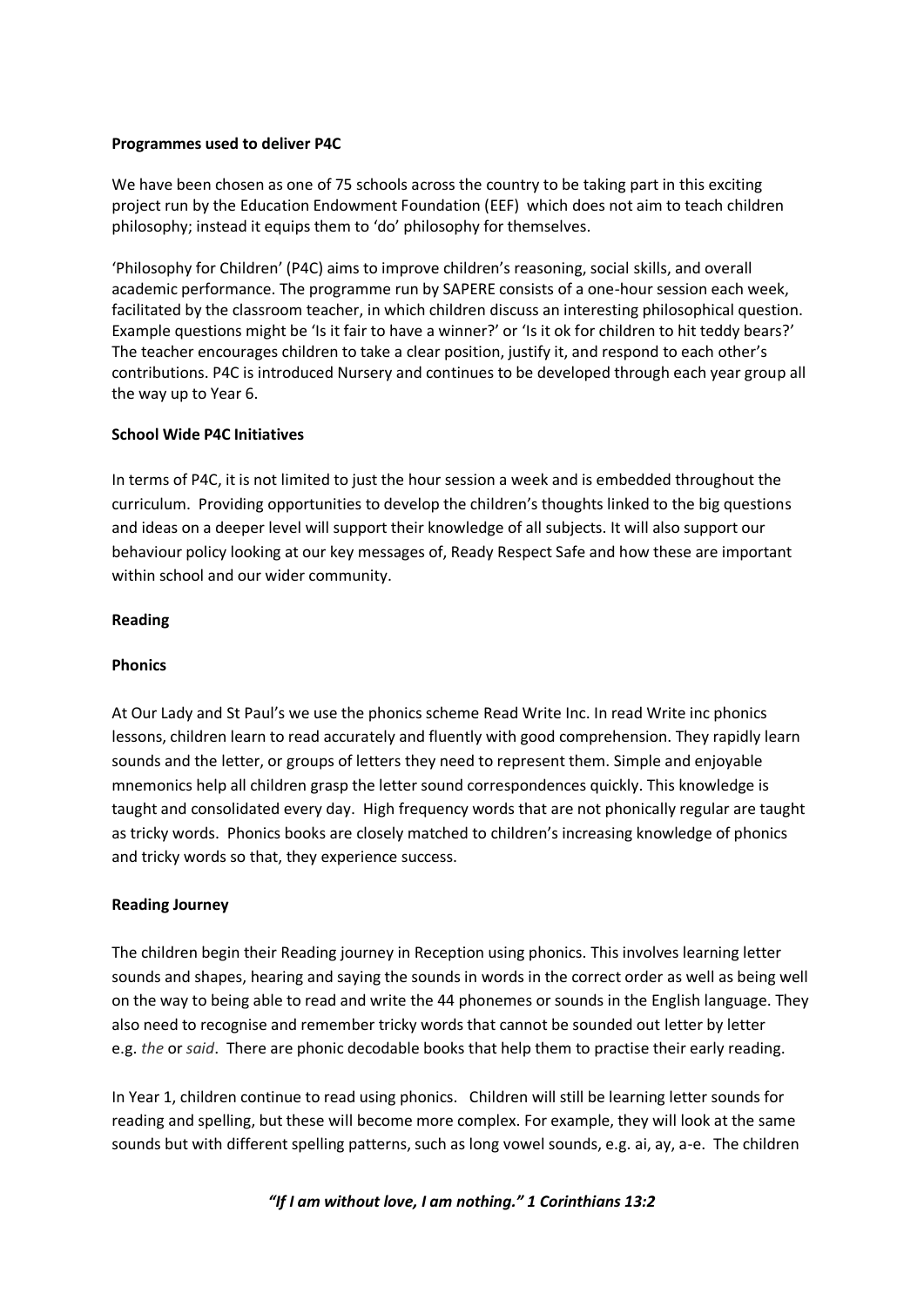**Programmes used to deliver P4C**

We have been chosen as one of 75 schools across the country to be taking part in this exciting project run by the Education Endowment Foundation (EEF) which does not aim to teach children philosophy; instead it equips them to 'do' philosophy for themselves.

'Philosophy for Children' (P4C) aims to improve children's reasoning, social skills, and overall academic performance. The programme run by SAPERE consists of a one-hour session each week, facilitated by the classroom teacher, in which children discuss an interesting philosophical question. Example questions might be 'Is it fair to have a winner?' or 'Is it ok for children to hit teddy bears?' The teacher encourages children to take a clear position, justify it, and respond to each other's contributions. P4C is introduced Nursery and continues to be developed through each year group all the way up to Year 6.

**School Wide P4C Initiatives**

In terms of P4C, it is not limited to just the hour session a week and is embedded throughout the curriculum. Providing opportunities to develop the children's thoughts linked to the big questions and ideas on a deeper level will support their knowledge of all subjects. It will also support our behaviour policy looking at our key messages of, Ready Respect Safe and how these are important within school and our wider community.

**Reading**

**Phonics**

At Our Lady and St Paul's we use the phonics scheme Read Write Inc. In read Write inc phonics lessons, children learn to read accurately and fluently with good comprehension. They rapidly learn sounds and the letter, or groups of letters they need to represent them. Simple and enjoyable mnemonics help all children grasp the letter sound correspondences quickly. This knowledge is taught and consolidated every day. High frequency words that are not phonically regular are taught as tricky words. Phonics books are closely matched to children's increasing knowledge of phonics and tricky words so that, they experience success.

**Reading Journey**

The children begin their Reading journey in Reception using phonics. This involves learning letter sounds and shapes, hearing and saying the sounds in words in the correct order as well as being well on the way to being able to read and write the 44 phonemes or sounds in the English language. They also need to recognise and remember tricky words that cannot be sounded out letter by letter e.g. *the* or *said*. There are phonic decodable books that help them to practise their early reading.

In Year 1, children continue to read using phonics. Children will still be learning letter sounds for reading and spelling, but these will become more complex. For example, they will look at the same sounds but with different spelling patterns, such as long vowel sounds, e.g. ai, ay, a-e. The children

***"If I am without love, I am nothing." 1 Corinthians 13:2***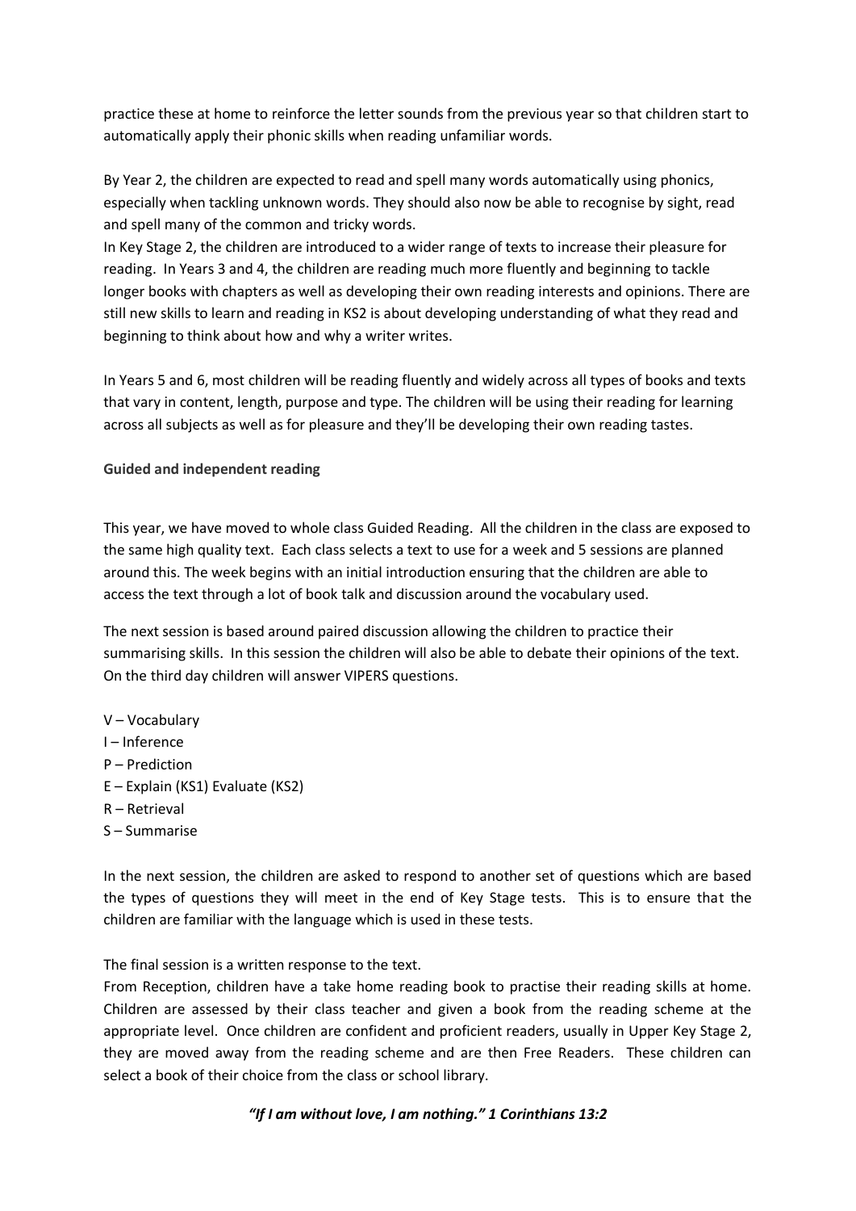practice these at home to reinforce the letter sounds from the previous year so that children start to automatically apply their phonic skills when reading unfamiliar words.

By Year 2, the children are expected to read and spell many words automatically using phonics, especially when tackling unknown words. They should also now be able to recognise by sight, read and spell many of the common and tricky words.

In Key Stage 2, the children are introduced to a wider range of texts to increase their pleasure for reading. In Years 3 and 4, the children are reading much more fluently and beginning to tackle longer books with chapters as well as developing their own reading interests and opinions. There are still new skills to learn and reading in KS2 is about developing understanding of what they read and beginning to think about how and why a writer writes.

In Years 5 and 6, most children will be reading fluently and widely across all types of books and texts that vary in content, length, purpose and type. The children will be using their reading for learning across all subjects as well as for pleasure and they'll be developing their own reading tastes.

**Guided and independent reading**

This year, we have moved to whole class Guided Reading. All the children in the class are exposed to the same high quality text. Each class selects a text to use for a week and 5 sessions are planned around this. The week begins with an initial introduction ensuring that the children are able to access the text through a lot of book talk and discussion around the vocabulary used.

The next session is based around paired discussion allowing the children to practice their summarising skills. In this session the children will also be able to debate their opinions of the text. On the third day children will answer VIPERS questions.

V – Vocabulary
I – Inference
P – Prediction
E – Explain (KS1) Evaluate (KS2)
R – Retrieval
S – Summarise

In the next session, the children are asked to respond to another set of questions which are based the types of questions they will meet in the end of Key Stage tests. This is to ensure that the children are familiar with the language which is used in these tests.

The final session is a written response to the text.

From Reception, children have a take home reading book to practise their reading skills at home. Children are assessed by their class teacher and given a book from the reading scheme at the appropriate level. Once children are confident and proficient readers, usually in Upper Key Stage 2, they are moved away from the reading scheme and are then Free Readers. These children can select a book of their choice from the class or school library.

***"If I am without love, I am nothing." 1 Corinthians 13:2***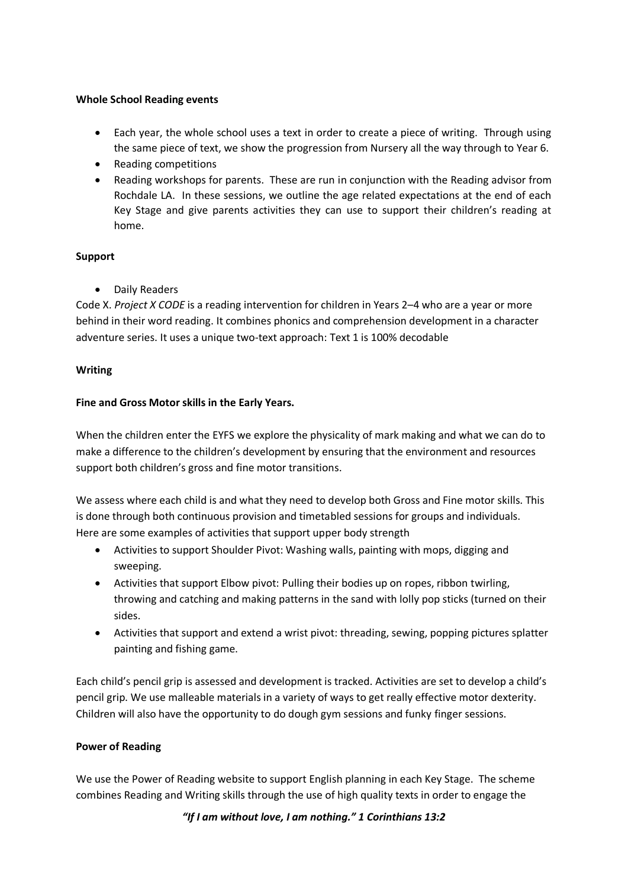**Whole School Reading events**

- Each year, the whole school uses a text in order to create a piece of writing. Through using the same piece of text, we show the progression from Nursery all the way through to Year 6.
- Reading competitions
- Reading workshops for parents. These are run in conjunction with the Reading advisor from Rochdale LA. In these sessions, we outline the age related expectations at the end of each Key Stage and give parents activities they can use to support their children's reading at home.

**Support**

- Daily Readers

Code X. *Project X CODE* is a reading intervention for children in Years 2–4 who are a year or more behind in their word reading. It combines phonics and comprehension development in a character adventure series. It uses a unique two-text approach: Text 1 is 100% decodable

**Writing**

**Fine and Gross Motor skills in the Early Years.**

When the children enter the EYFS we explore the physicality of mark making and what we can do to make a difference to the children's development by ensuring that the environment and resources support both children's gross and fine motor transitions.

We assess where each child is and what they need to develop both Gross and Fine motor skills. This is done through both continuous provision and timetabled sessions for groups and individuals. Here are some examples of activities that support upper body strength

- Activities to support Shoulder Pivot: Washing walls, painting with mops, digging and sweeping.
- Activities that support Elbow pivot: Pulling their bodies up on ropes, ribbon twirling, throwing and catching and making patterns in the sand with lolly pop sticks (turned on their sides.
- Activities that support and extend a wrist pivot: threading, sewing, popping pictures splatter painting and fishing game.

Each child's pencil grip is assessed and development is tracked. Activities are set to develop a child's pencil grip. We use malleable materials in a variety of ways to get really effective motor dexterity. Children will also have the opportunity to do dough gym sessions and funky finger sessions.

**Power of Reading**

We use the Power of Reading website to support English planning in each Key Stage. The scheme combines Reading and Writing skills through the use of high quality texts in order to engage the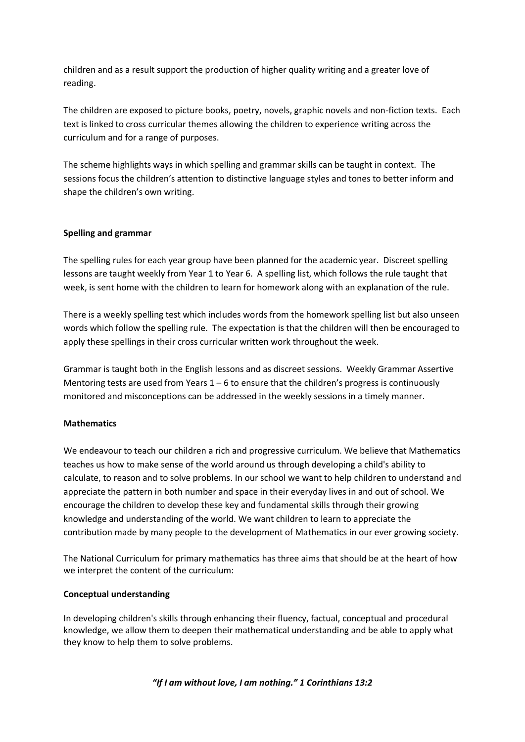children and as a result support the production of higher quality writing and a greater love of reading.

The children are exposed to picture books, poetry, novels, graphic novels and non-fiction texts. Each text is linked to cross curricular themes allowing the children to experience writing across the curriculum and for a range of purposes.

The scheme highlights ways in which spelling and grammar skills can be taught in context. The sessions focus the children's attention to distinctive language styles and tones to better inform and shape the children's own writing.

**Spelling and grammar**

The spelling rules for each year group have been planned for the academic year. Discreet spelling lessons are taught weekly from Year 1 to Year 6. A spelling list, which follows the rule taught that week, is sent home with the children to learn for homework along with an explanation of the rule.

There is a weekly spelling test which includes words from the homework spelling list but also unseen words which follow the spelling rule. The expectation is that the children will then be encouraged to apply these spellings in their cross curricular written work throughout the week.

Grammar is taught both in the English lessons and as discreet sessions. Weekly Grammar Assertive Mentoring tests are used from Years 1 – 6 to ensure that the children's progress is continuously monitored and misconceptions can be addressed in the weekly sessions in a timely manner.

**Mathematics**

We endeavour to teach our children a rich and progressive curriculum. We believe that Mathematics teaches us how to make sense of the world around us through developing a child's ability to calculate, to reason and to solve problems. In our school we want to help children to understand and appreciate the pattern in both number and space in their everyday lives in and out of school. We encourage the children to develop these key and fundamental skills through their growing knowledge and understanding of the world. We want children to learn to appreciate the contribution made by many people to the development of Mathematics in our ever growing society.

The National Curriculum for primary mathematics has three aims that should be at the heart of how we interpret the content of the curriculum:

**Conceptual understanding**

In developing children's skills through enhancing their fluency, factual, conceptual and procedural knowledge, we allow them to deepen their mathematical understanding and be able to apply what they know to help them to solve problems.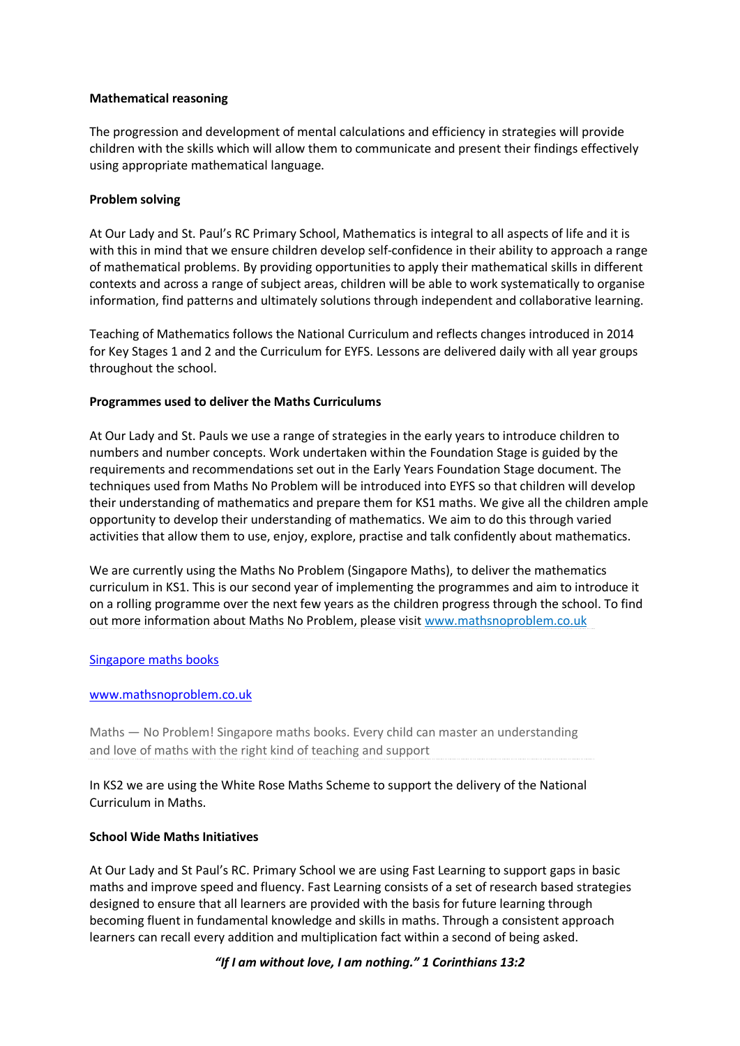**Mathematical reasoning**

The progression and development of mental calculations and efficiency in strategies will provide children with the skills which will allow them to communicate and present their findings effectively using appropriate mathematical language.

**Problem solving**

At Our Lady and St. Paul's RC Primary School, Mathematics is integral to all aspects of life and it is with this in mind that we ensure children develop self-confidence in their ability to approach a range of mathematical problems. By providing opportunities to apply their mathematical skills in different contexts and across a range of subject areas, children will be able to work systematically to organise information, find patterns and ultimately solutions through independent and collaborative learning.

Teaching of Mathematics follows the National Curriculum and reflects changes introduced in 2014 for Key Stages 1 and 2 and the Curriculum for EYFS. Lessons are delivered daily with all year groups throughout the school.

**Programmes used to deliver the Maths Curriculums**

At Our Lady and St. Pauls we use a range of strategies in the early years to introduce children to numbers and number concepts. Work undertaken within the Foundation Stage is guided by the requirements and recommendations set out in the Early Years Foundation Stage document. The techniques used from Maths No Problem will be introduced into EYFS so that children will develop their understanding of mathematics and prepare them for KS1 maths. We give all the children ample opportunity to develop their understanding of mathematics. We aim to do this through varied activities that allow them to use, enjoy, explore, practise and talk confidently about mathematics.

We are currently using the Maths No Problem (Singapore Maths), to deliver the mathematics curriculum in KS1. This is our second year of implementing the programmes and aim to introduce it on a rolling programme over the next few years as the children progress through the school. To find out more information about Maths No Problem, please visit www.mathsnoproblem.co.uk

Singapore maths books

www.mathsnoproblem.co.uk

Maths — No Problem! Singapore maths books. Every child can master an understanding and love of maths with the right kind of teaching and support

In KS2 we are using the White Rose Maths Scheme to support the delivery of the National Curriculum in Maths.

**School Wide Maths Initiatives**

At Our Lady and St Paul's RC. Primary School we are using Fast Learning to support gaps in basic maths and improve speed and fluency. Fast Learning consists of a set of research based strategies designed to ensure that all learners are provided with the basis for future learning through becoming fluent in fundamental knowledge and skills in maths. Through a consistent approach learners can recall every addition and multiplication fact within a second of being asked.

***"If I am without love, I am nothing." 1 Corinthians 13:2***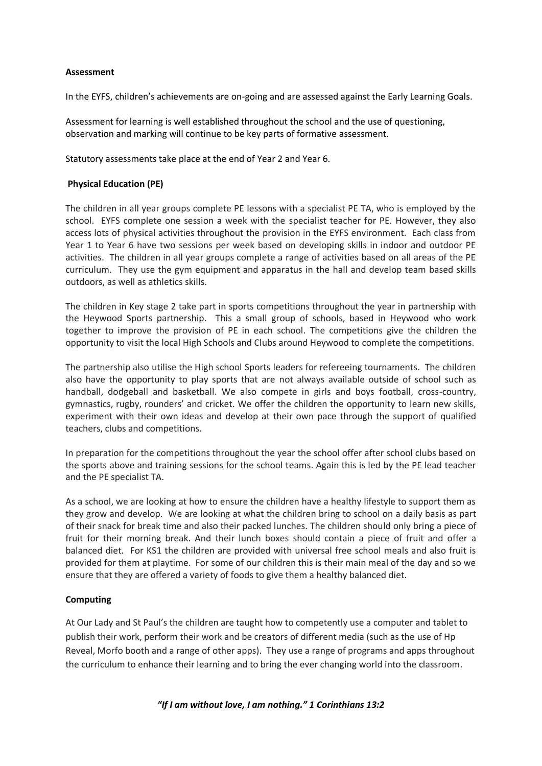**Assessment**

In the EYFS, children's achievements are on-going and are assessed against the Early Learning Goals.

Assessment for learning is well established throughout the school and the use of questioning, observation and marking will continue to be key parts of formative assessment.

Statutory assessments take place at the end of Year 2 and Year 6.

**Physical Education (PE)**

The children in all year groups complete PE lessons with a specialist PE TA, who is employed by the school. EYFS complete one session a week with the specialist teacher for PE. However, they also access lots of physical activities throughout the provision in the EYFS environment. Each class from Year 1 to Year 6 have two sessions per week based on developing skills in indoor and outdoor PE activities. The children in all year groups complete a range of activities based on all areas of the PE curriculum. They use the gym equipment and apparatus in the hall and develop team based skills outdoors, as well as athletics skills.

The children in Key stage 2 take part in sports competitions throughout the year in partnership with the Heywood Sports partnership. This a small group of schools, based in Heywood who work together to improve the provision of PE in each school. The competitions give the children the opportunity to visit the local High Schools and Clubs around Heywood to complete the competitions.

The partnership also utilise the High school Sports leaders for refereeing tournaments. The children also have the opportunity to play sports that are not always available outside of school such as handball, dodgeball and basketball. We also compete in girls and boys football, cross-country, gymnastics, rugby, rounders' and cricket. We offer the children the opportunity to learn new skills, experiment with their own ideas and develop at their own pace through the support of qualified teachers, clubs and competitions.

In preparation for the competitions throughout the year the school offer after school clubs based on the sports above and training sessions for the school teams. Again this is led by the PE lead teacher and the PE specialist TA.

As a school, we are looking at how to ensure the children have a healthy lifestyle to support them as they grow and develop. We are looking at what the children bring to school on a daily basis as part of their snack for break time and also their packed lunches. The children should only bring a piece of fruit for their morning break. And their lunch boxes should contain a piece of fruit and offer a balanced diet. For KS1 the children are provided with universal free school meals and also fruit is provided for them at playtime. For some of our children this is their main meal of the day and so we ensure that they are offered a variety of foods to give them a healthy balanced diet.

**Computing**

At Our Lady and St Paul's the children are taught how to competently use a computer and tablet to publish their work, perform their work and be creators of different media (such as the use of Hp Reveal, Morfo booth and a range of other apps). They use a range of programs and apps throughout the curriculum to enhance their learning and to bring the ever changing world into the classroom.

***"If I am without love, I am nothing." 1 Corinthians 13:2***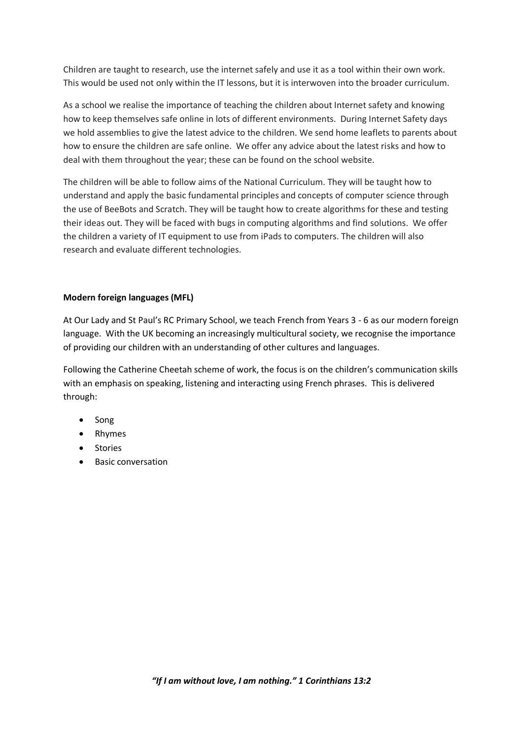Children are taught to research, use the internet safely and use it as a tool within their own work. This would be used not only within the IT lessons, but it is interwoven into the broader curriculum.

As a school we realise the importance of teaching the children about Internet safety and knowing how to keep themselves safe online in lots of different environments. During Internet Safety days we hold assemblies to give the latest advice to the children. We send home leaflets to parents about how to ensure the children are safe online. We offer any advice about the latest risks and how to deal with them throughout the year; these can be found on the school website.

The children will be able to follow aims of the National Curriculum. They will be taught how to understand and apply the basic fundamental principles and concepts of computer science through the use of BeeBots and Scratch. They will be taught how to create algorithms for these and testing their ideas out. They will be faced with bugs in computing algorithms and find solutions. We offer the children a variety of IT equipment to use from iPads to computers. The children will also research and evaluate different technologies.

**Modern foreign languages (MFL)**

At Our Lady and St Paul's RC Primary School, we teach French from Years 3 - 6 as our modern foreign language. With the UK becoming an increasingly multicultural society, we recognise the importance of providing our children with an understanding of other cultures and languages.

Following the Catherine Cheetah scheme of work, the focus is on the children's communication skills with an emphasis on speaking, listening and interacting using French phrases. This is delivered through:

- Song
- Rhymes
- Stories
- Basic conversation